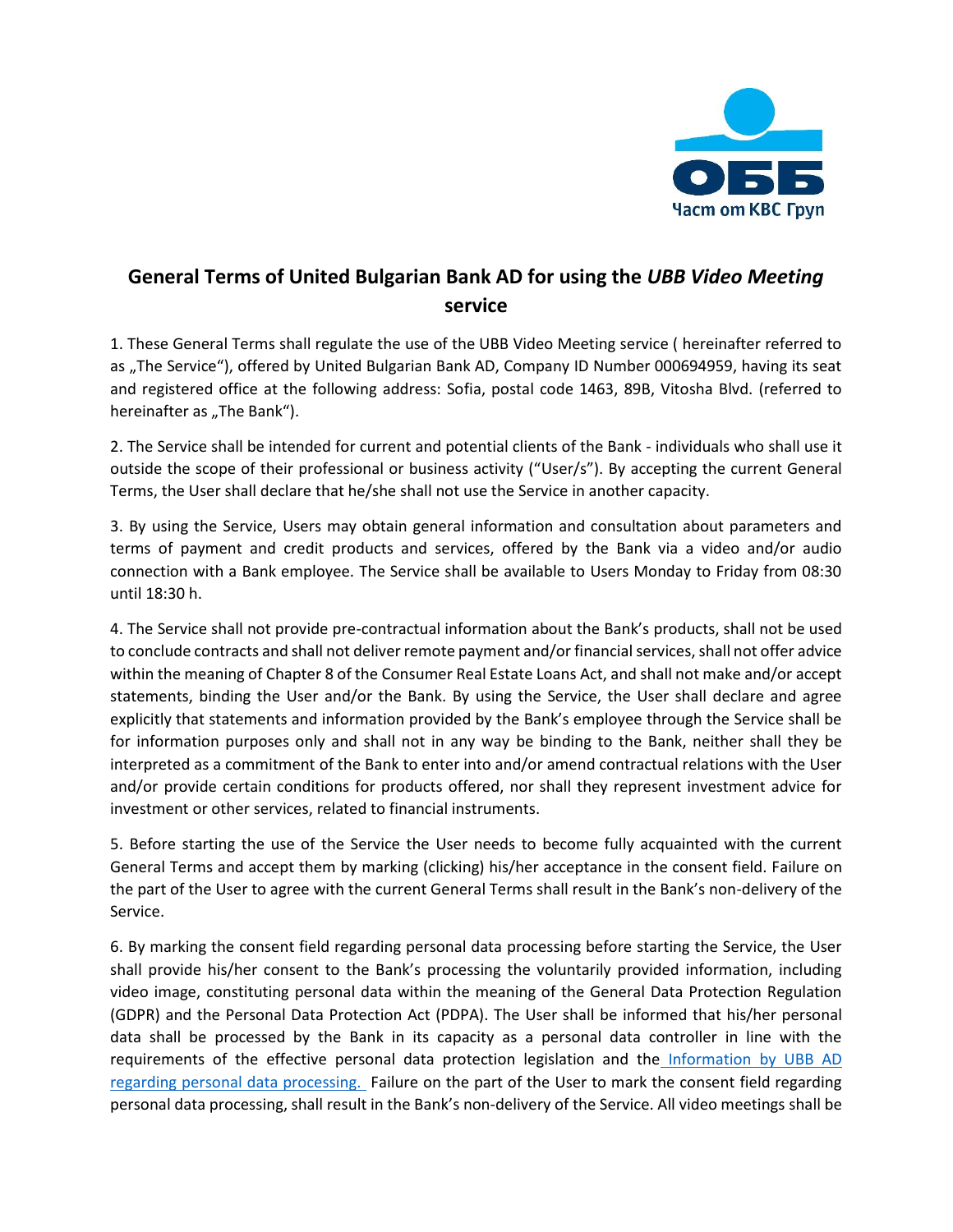# General Terms of United Bulgarian Bank AD for using the *UBB Video Meeting* service

1. These General Terms shall regulate the use of the UBB Video Meeting service ( hereinafter referred to as „The Service"), offered by United Bulgarian Bank AD, Company ID Number 000694959, having its seat and registered office at the following address: Sofia, postal code 1463, 89B, Vitosha Blvd. (referred to hereinafter as „The Bank").

2. The Service shall be intended for current and potential clients of the Bank - individuals who shall use it outside the scope of their professional or business activity ("User/s"). By accepting the current General Terms, the User shall declare that he/she shall not use the Service in another capacity.

3. By using the Service, Users may obtain general information and consultation about parameters and terms of payment and credit products and services, offered by the Bank via a video and/or audio connection with a Bank employee. The Service shall be available to Users Monday to Friday from 08:30 until 18:30 h.

4. The Service shall not provide pre-contractual information about the Bank's products, shall not be used to conclude contracts and shall not deliver remote payment and/or financial services, shall not offer advice within the meaning of Chapter 8 of the Consumer Real Estate Loans Act, and shall not make and/or accept statements, binding the User and/or the Bank. By using the Service, the User shall declare and agree explicitly that statements and information provided by the Bank's employee through the Service shall be for information purposes only and shall not in any way be binding to the Bank, neither shall they be interpreted as a commitment of the Bank to enter into and/or amend contractual relations with the User and/or provide certain conditions for products offered, nor shall they represent investment advice for investment or other services, related to financial instruments.

5. Before starting the use of the Service the User needs to become fully acquainted with the current General Terms and accept them by marking (clicking) his/her acceptance in the consent field. Failure on the part of the User to agree with the current General Terms shall result in the Bank's non-delivery of the Service.

6. By marking the consent field regarding personal data processing before starting the Service, the User shall provide his/her consent to the Bank's processing the voluntarily provided information, including video image, constituting personal data within the meaning of the General Data Protection Regulation (GDPR) and the Personal Data Protection Act (PDPA). The User shall be informed that his/her personal data shall be processed by the Bank in its capacity as a personal data controller in line with the requirements of the effective personal data protection legislation and the Information by UBB AD regarding personal data processing. Failure on the part of the User to mark the consent field regarding personal data processing, shall result in the Bank's non-delivery of the Service. All video meetings shall be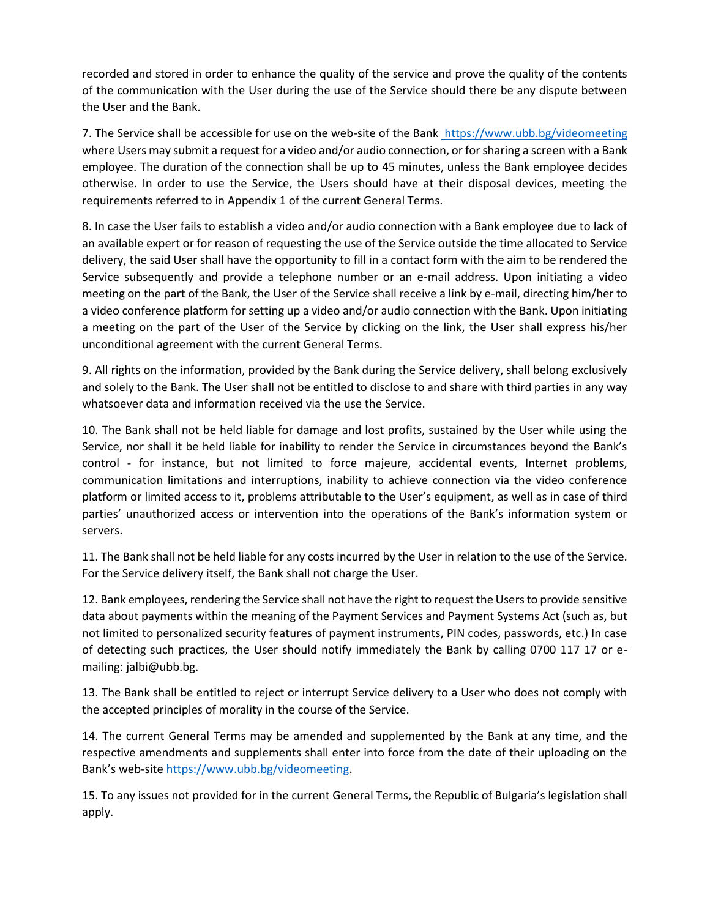recorded and stored in order to enhance the quality of the service and prove the quality of the contents of the communication with the User during the use of the Service should there be any dispute between the User and the Bank.

7. The Service shall be accessible for use on the web-site of the Bank https://www.ubb.bg/videomeeting where Users may submit a request for a video and/or audio connection, or for sharing a screen with a Bank employee. The duration of the connection shall be up to 45 minutes, unless the Bank employee decides otherwise. In order to use the Service, the Users should have at their disposal devices, meeting the requirements referred to in Appendix 1 of the current General Terms.

8. In case the User fails to establish a video and/or audio connection with a Bank employee due to lack of an available expert or for reason of requesting the use of the Service outside the time allocated to Service delivery, the said User shall have the opportunity to fill in a contact form with the aim to be rendered the Service subsequently and provide a telephone number or an e-mail address. Upon initiating a video meeting on the part of the Bank, the User of the Service shall receive a link by e-mail, directing him/her to a video conference platform for setting up a video and/or audio connection with the Bank. Upon initiating a meeting on the part of the User of the Service by clicking on the link, the User shall express his/her unconditional agreement with the current General Terms.

9. All rights on the information, provided by the Bank during the Service delivery, shall belong exclusively and solely to the Bank. The User shall not be entitled to disclose to and share with third parties in any way whatsoever data and information received via the use the Service.

10. The Bank shall not be held liable for damage and lost profits, sustained by the User while using the Service, nor shall it be held liable for inability to render the Service in circumstances beyond the Bank's control - for instance, but not limited to force majeure, accidental events, Internet problems, communication limitations and interruptions, inability to achieve connection via the video conference platform or limited access to it, problems attributable to the User's equipment, as well as in case of third parties' unauthorized access or intervention into the operations of the Bank's information system or servers.

11. The Bank shall not be held liable for any costs incurred by the User in relation to the use of the Service. For the Service delivery itself, the Bank shall not charge the User.

12. Bank employees, rendering the Service shall not have the right to request the Users to provide sensitive data about payments within the meaning of the Payment Services and Payment Systems Act (such as, but not limited to personalized security features of payment instruments, PIN codes, passwords, etc.) In case of detecting such practices, the User should notify immediately the Bank by calling 0700 117 17 or e-mailing: jalbi@ubb.bg.

13. The Bank shall be entitled to reject or interrupt Service delivery to a User who does not comply with the accepted principles of morality in the course of the Service.

14. The current General Terms may be amended and supplemented by the Bank at any time, and the respective amendments and supplements shall enter into force from the date of their uploading on the Bank's web-site https://www.ubb.bg/videomeeting.

15. To any issues not provided for in the current General Terms, the Republic of Bulgaria's legislation shall apply.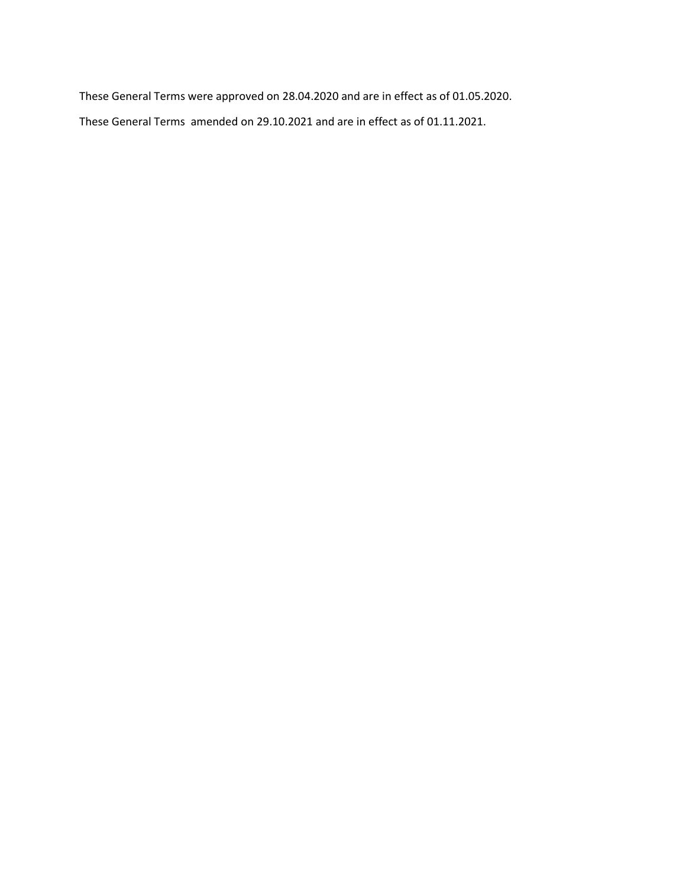These General Terms were approved on 28.04.2020 and are in effect as of 01.05.2020.

These General Terms  amended on 29.10.2021 and are in effect as of 01.11.2021.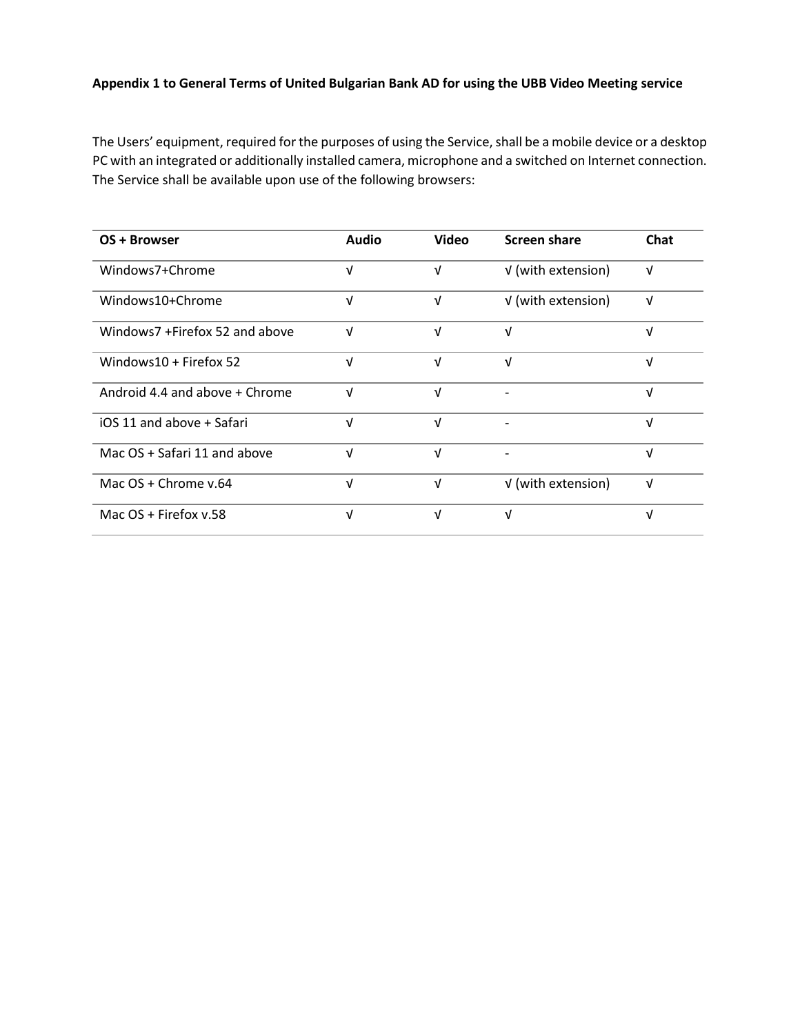**Appendix 1 to General Terms of United Bulgarian Bank AD for using the UBB Video Meeting service**

The Users' equipment, required for the purposes of using the Service, shall be a mobile device or a desktop PC with an integrated or additionally installed camera, microphone and a switched on Internet connection. The Service shall be available upon use of the following browsers:

| OS + Browser | Audio | Video | Screen share | Chat |
|---|---|---|---|---|
| Windows7+Chrome | √ | √ | √ (with extension) | √ |
| Windows10+Chrome | √ | √ | √ (with extension) | √ |
| Windows7 +Firefox 52 and above | √ | √ | √ | √ |
| Windows10 + Firefox 52 | √ | √ | √ | √ |
| Android 4.4 and above + Chrome | √ | √ | - | √ |
| iOS 11 and above + Safari | √ | √ | - | √ |
| Mac OS + Safari 11 and above | √ | √ | - | √ |
| Mac OS + Chrome v.64 | √ | √ | √ (with extension) | √ |
| Mac OS + Firefox v.58 | √ | √ | √ | √ |